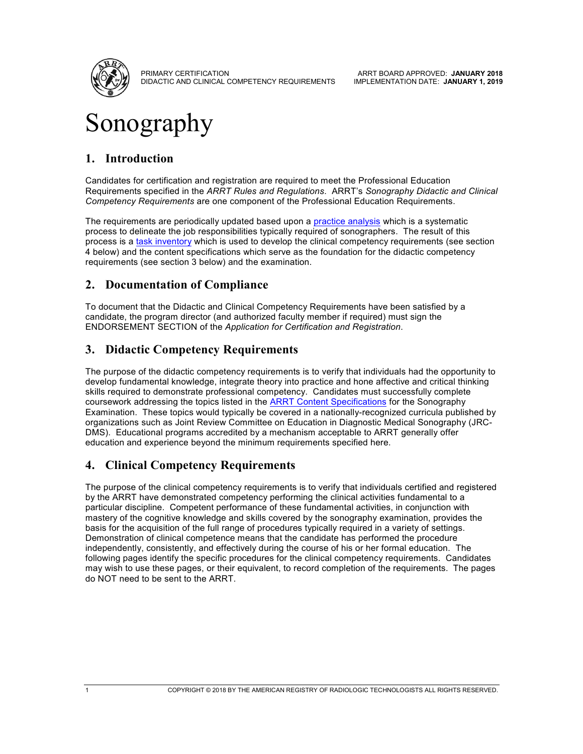PRIMARY CERTIFICATION
DIDACTIC AND CLINICAL COMPETENCY REQUIREMENTS

ARRT BOARD APPROVED: **JANUARY 2018**
IMPLEMENTATION DATE: **JANUARY 1, 2019**

# Sonography

## 1. Introduction

Candidates for certification and registration are required to meet the Professional Education Requirements specified in the *ARRT Rules and Regulations*. ARRT's *Sonography Didactic and Clinical Competency Requirements* are one component of the Professional Education Requirements.

The requirements are periodically updated based upon a practice analysis which is a systematic process to delineate the job responsibilities typically required of sonographers. The result of this process is a task inventory which is used to develop the clinical competency requirements (see section 4 below) and the content specifications which serve as the foundation for the didactic competency requirements (see section 3 below) and the examination.

## 2. Documentation of Compliance

To document that the Didactic and Clinical Competency Requirements have been satisfied by a candidate, the program director (and authorized faculty member if required) must sign the ENDORSEMENT SECTION of the *Application for Certification and Registration*.

## 3. Didactic Competency Requirements

The purpose of the didactic competency requirements is to verify that individuals had the opportunity to develop fundamental knowledge, integrate theory into practice and hone affective and critical thinking skills required to demonstrate professional competency. Candidates must successfully complete coursework addressing the topics listed in the ARRT Content Specifications for the Sonography Examination. These topics would typically be covered in a nationally-recognized curricula published by organizations such as Joint Review Committee on Education in Diagnostic Medical Sonography (JRC-DMS). Educational programs accredited by a mechanism acceptable to ARRT generally offer education and experience beyond the minimum requirements specified here.

## 4. Clinical Competency Requirements

The purpose of the clinical competency requirements is to verify that individuals certified and registered by the ARRT have demonstrated competency performing the clinical activities fundamental to a particular discipline. Competent performance of these fundamental activities, in conjunction with mastery of the cognitive knowledge and skills covered by the sonography examination, provides the basis for the acquisition of the full range of procedures typically required in a variety of settings. Demonstration of clinical competence means that the candidate has performed the procedure independently, consistently, and effectively during the course of his or her formal education. The following pages identify the specific procedures for the clinical competency requirements. Candidates may wish to use these pages, or their equivalent, to record completion of the requirements. The pages do NOT need to be sent to the ARRT.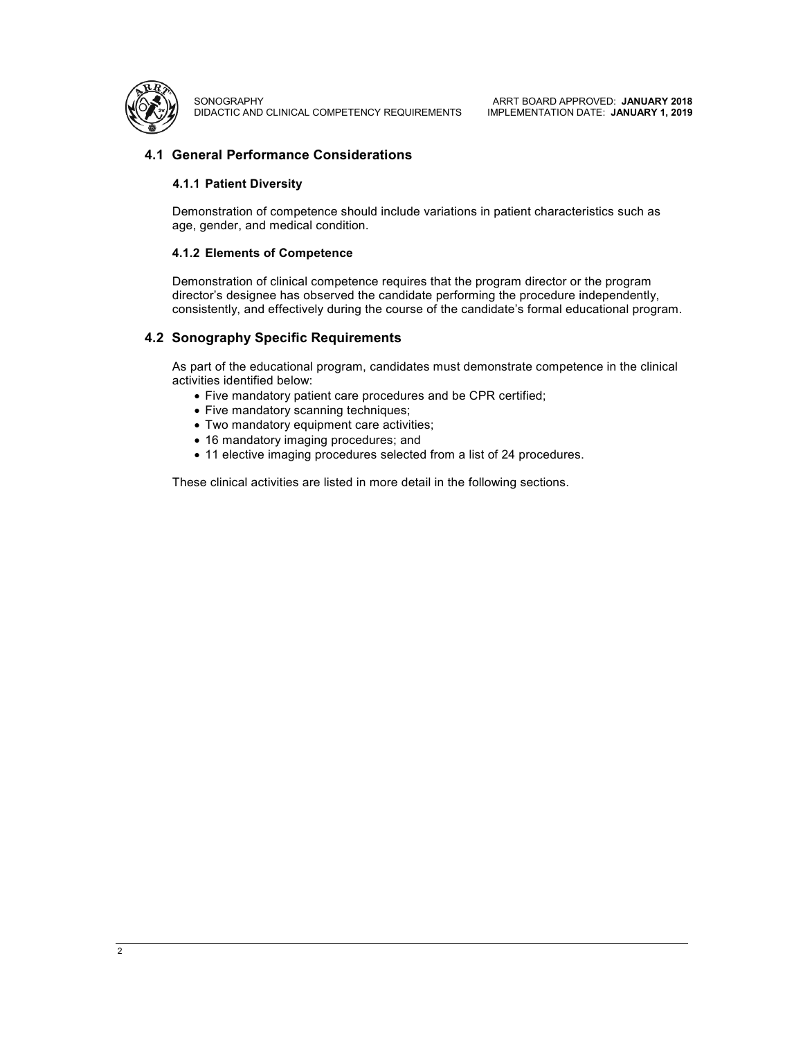## 4.1 General Performance Considerations

### 4.1.1 Patient Diversity

Demonstration of competence should include variations in patient characteristics such as age, gender, and medical condition.

### 4.1.2 Elements of Competence

Demonstration of clinical competence requires that the program director or the program director's designee has observed the candidate performing the procedure independently, consistently, and effectively during the course of the candidate's formal educational program.

## 4.2 Sonography Specific Requirements

As part of the educational program, candidates must demonstrate competence in the clinical activities identified below:

- Five mandatory patient care procedures and be CPR certified;
- Five mandatory scanning techniques;
- Two mandatory equipment care activities;
- 16 mandatory imaging procedures; and
- 11 elective imaging procedures selected from a list of 24 procedures.

These clinical activities are listed in more detail in the following sections.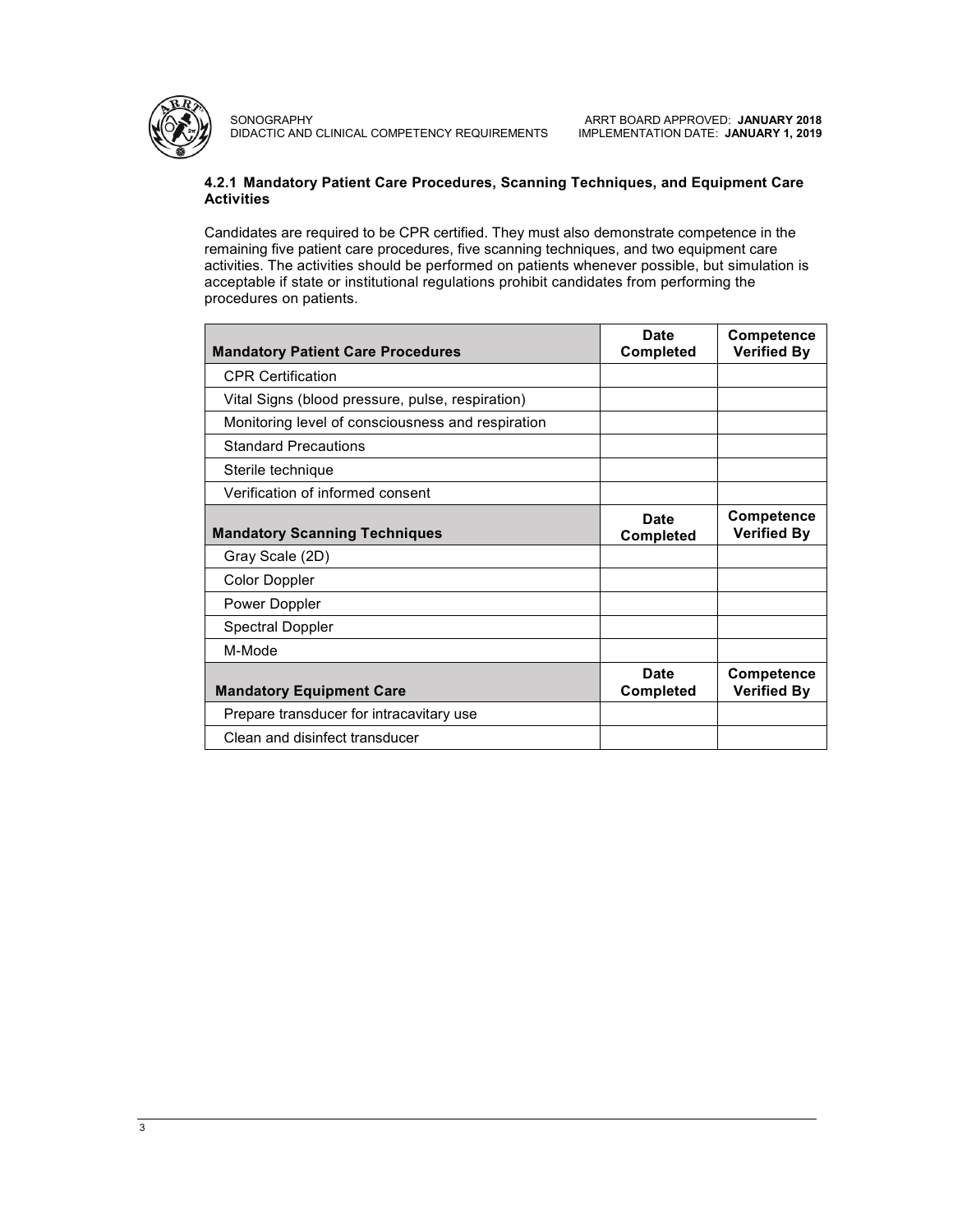### 4.2.1 Mandatory Patient Care Procedures, Scanning Techniques, and Equipment Care Activities

Candidates are required to be CPR certified. They must also demonstrate competence in the remaining five patient care procedures, five scanning techniques, and two equipment care activities. The activities should be performed on patients whenever possible, but simulation is acceptable if state or institutional regulations prohibit candidates from performing the procedures on patients.

| Mandatory Patient Care Procedures | Date Completed | Competence Verified By |
|---|---|---|
| CPR Certification | | |
| Vital Signs (blood pressure, pulse, respiration) | | |
| Monitoring level of consciousness and respiration | | |
| Standard Precautions | | |
| Sterile technique | | |
| Verification of informed consent | | |
| **Mandatory Scanning Techniques** | **Date Completed** | **Competence Verified By** |
| Gray Scale (2D) | | |
| Color Doppler | | |
| Power Doppler | | |
| Spectral Doppler | | |
| M-Mode | | |
| **Mandatory Equipment Care** | **Date Completed** | **Competence Verified By** |
| Prepare transducer for intracavitary use | | |
| Clean and disinfect transducer | | |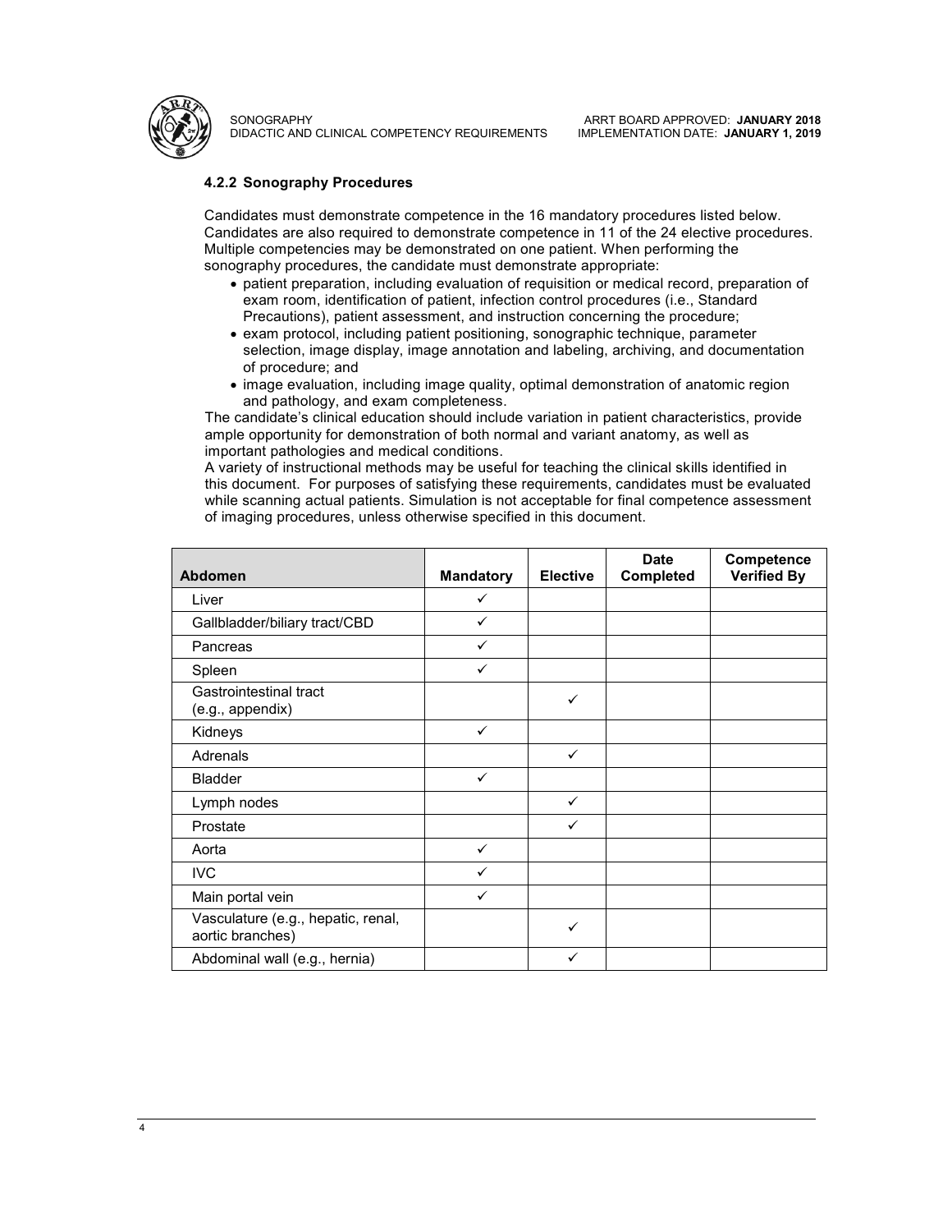#### 4.2.2 Sonography Procedures

Candidates must demonstrate competence in the 16 mandatory procedures listed below. Candidates are also required to demonstrate competence in 11 of the 24 elective procedures. Multiple competencies may be demonstrated on one patient. When performing the sonography procedures, the candidate must demonstrate appropriate:

- patient preparation, including evaluation of requisition or medical record, preparation of exam room, identification of patient, infection control procedures (i.e., Standard Precautions), patient assessment, and instruction concerning the procedure;
- exam protocol, including patient positioning, sonographic technique, parameter selection, image display, image annotation and labeling, archiving, and documentation of procedure; and
- image evaluation, including image quality, optimal demonstration of anatomic region and pathology, and exam completeness.

The candidate's clinical education should include variation in patient characteristics, provide ample opportunity for demonstration of both normal and variant anatomy, as well as important pathologies and medical conditions.

A variety of instructional methods may be useful for teaching the clinical skills identified in this document. For purposes of satisfying these requirements, candidates must be evaluated while scanning actual patients. Simulation is not acceptable for final competence assessment of imaging procedures, unless otherwise specified in this document.

| Abdomen | Mandatory | Elective | Date Completed | Competence Verified By |
|---|---|---|---|---|
| Liver | ✓ | | | |
| Gallbladder/biliary tract/CBD | ✓ | | | |
| Pancreas | ✓ | | | |
| Spleen | ✓ | | | |
| Gastrointestinal tract (e.g., appendix) | | ✓ | | |
| Kidneys | ✓ | | | |
| Adrenals | | ✓ | | |
| Bladder | ✓ | | | |
| Lymph nodes | | ✓ | | |
| Prostate | | ✓ | | |
| Aorta | ✓ | | | |
| IVC | ✓ | | | |
| Main portal vein | ✓ | | | |
| Vasculature (e.g., hepatic, renal, aortic branches) | | ✓ | | |
| Abdominal wall (e.g., hernia) | | ✓ | | |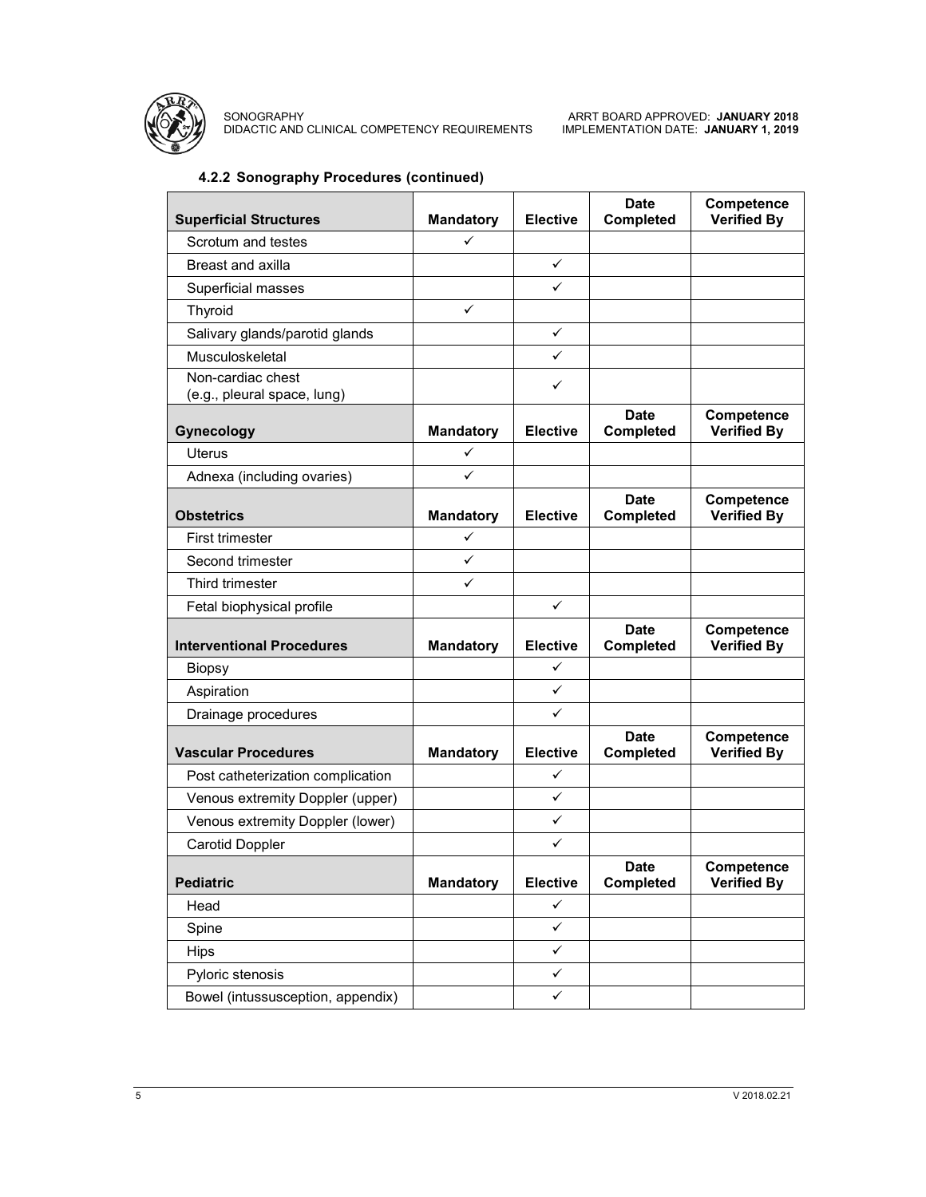### 4.2.2 Sonography Procedures (continued)

| Superficial Structures | Mandatory | Elective | Date Completed | Competence Verified By |
|---|---|---|---|---|
| Scrotum and testes | ✓ | | | |
| Breast and axilla | | ✓ | | |
| Superficial masses | | ✓ | | |
| Thyroid | ✓ | | | |
| Salivary glands/parotid glands | | ✓ | | |
| Musculoskeletal | | ✓ | | |
| Non-cardiac chest (e.g., pleural space, lung) | | ✓ | | |
| **Gynecology** | **Mandatory** | **Elective** | **Date Completed** | **Competence Verified By** |
| Uterus | ✓ | | | |
| Adnexa (including ovaries) | ✓ | | | |
| **Obstetrics** | **Mandatory** | **Elective** | **Date Completed** | **Competence Verified By** |
| First trimester | ✓ | | | |
| Second trimester | ✓ | | | |
| Third trimester | ✓ | | | |
| Fetal biophysical profile | | ✓ | | |
| **Interventional Procedures** | **Mandatory** | **Elective** | **Date Completed** | **Competence Verified By** |
| Biopsy | | ✓ | | |
| Aspiration | | ✓ | | |
| Drainage procedures | | ✓ | | |
| **Vascular Procedures** | **Mandatory** | **Elective** | **Date Completed** | **Competence Verified By** |
| Post catheterization complication | | ✓ | | |
| Venous extremity Doppler (upper) | | ✓ | | |
| Venous extremity Doppler (lower) | | ✓ | | |
| Carotid Doppler | | ✓ | | |
| **Pediatric** | **Mandatory** | **Elective** | **Date Completed** | **Competence Verified By** |
| Head | | ✓ | | |
| Spine | | ✓ | | |
| Hips | | ✓ | | |
| Pyloric stenosis | | ✓ | | |
| Bowel (intussusception, appendix) | | ✓ | | |